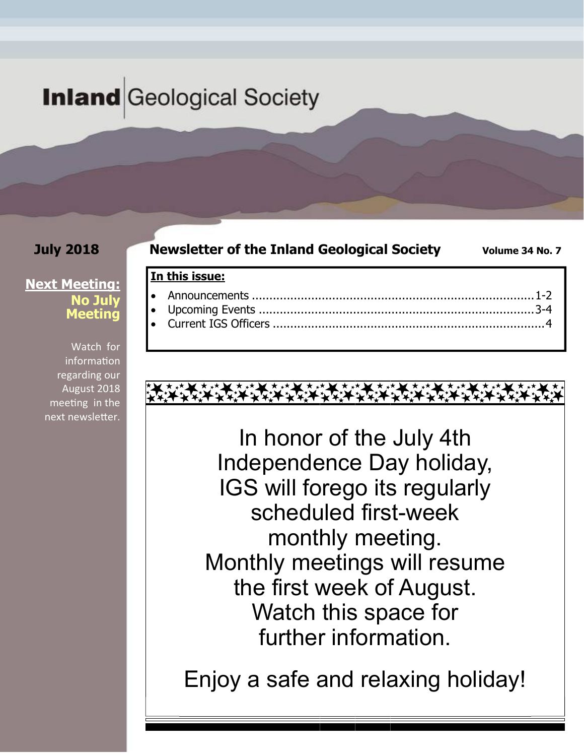# Inland Geological Society

**July 2018**

**Newsletter of the Inland Geological Society** **Volume 34 No. 7**

**Next Meeting:**
**No July Meeting**

Watch for information regarding our August 2018 meeting in the next newsletter.

**In this issue:**

- Announcements ........................................ 1-2
- Upcoming Events ........................................ 3-4
- Current IGS Officers ........................................ 4

In honor of the July 4th Independence Day holiday, IGS will forego its regularly scheduled first-week monthly meeting. Monthly meetings will resume the first week of August. Watch this space for further information.

Enjoy a safe and relaxing holiday!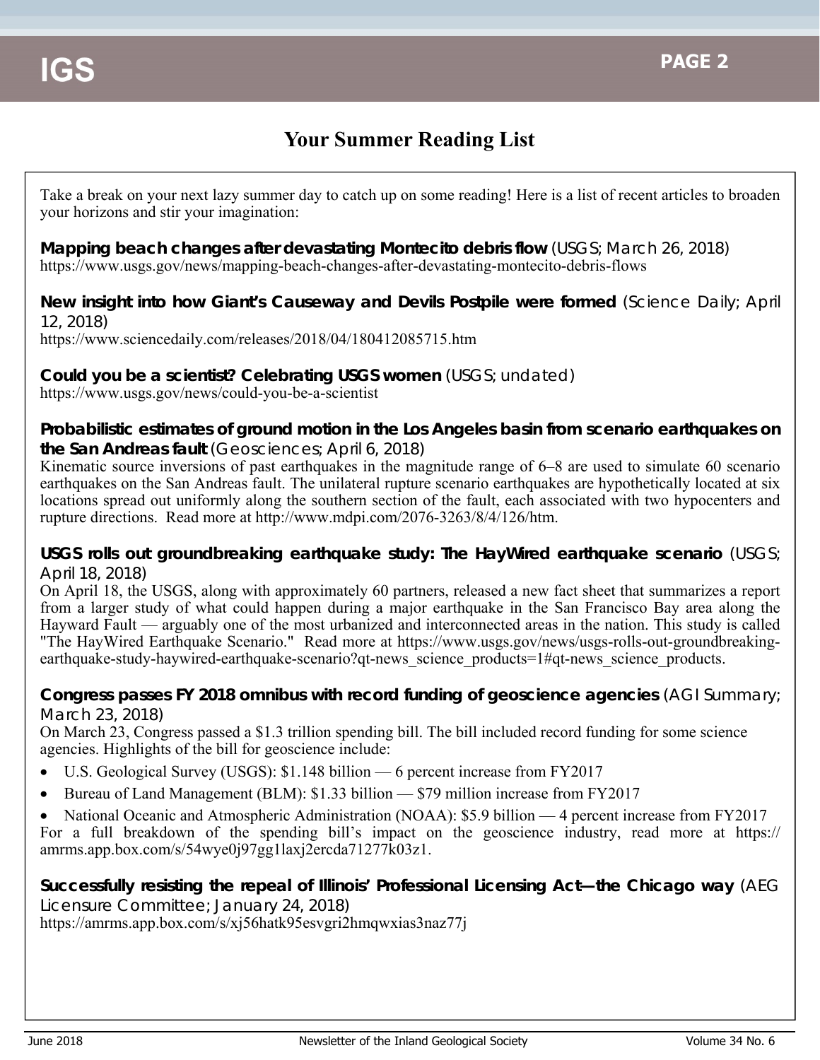## Your Summer Reading List

Take a break on your next lazy summer day to catch up on some reading! Here is a list of recent articles to broaden your horizons and stir your imagination:

**Mapping beach changes after devastating Montecito debris flow** (USGS; March 26, 2018)
https://www.usgs.gov/news/mapping-beach-changes-after-devastating-montecito-debris-flows

**New insight into how Giant's Causeway and Devils Postpile were formed** (Science Daily; April 12, 2018)
https://www.sciencedaily.com/releases/2018/04/180412085715.htm

**Could you be a scientist? Celebrating USGS women** (USGS; undated)
https://www.usgs.gov/news/could-you-be-a-scientist

**Probabilistic estimates of ground motion in the Los Angeles basin from scenario earthquakes on the San Andreas fault** (Geosciences; April 6, 2018)
Kinematic source inversions of past earthquakes in the magnitude range of 6–8 are used to simulate 60 scenario earthquakes on the San Andreas fault. The unilateral rupture scenario earthquakes are hypothetically located at six locations spread out uniformly along the southern section of the fault, each associated with two hypocenters and rupture directions. Read more at http://www.mdpi.com/2076-3263/8/4/126/htm.

**USGS rolls out groundbreaking earthquake study: The HayWired earthquake scenario** (USGS; April 18, 2018)
On April 18, the USGS, along with approximately 60 partners, released a new fact sheet that summarizes a report from a larger study of what could happen during a major earthquake in the San Francisco Bay area along the Hayward Fault — arguably one of the most urbanized and interconnected areas in the nation. This study is called "The HayWired Earthquake Scenario." Read more at https://www.usgs.gov/news/usgs-rolls-out-groundbreaking-earthquake-study-haywired-earthquake-scenario?qt-news_science_products=1#qt-news_science_products.

**Congress passes FY 2018 omnibus with record funding of geoscience agencies** (AGI Summary; March 23, 2018)
On March 23, Congress passed a $1.3 trillion spending bill. The bill included record funding for some science agencies. Highlights of the bill for geoscience include:

- U.S. Geological Survey (USGS): $1.148 billion — 6 percent increase from FY2017
- Bureau of Land Management (BLM): $1.33 billion — $79 million increase from FY2017
- National Oceanic and Atmospheric Administration (NOAA): $5.9 billion — 4 percent increase from FY2017

For a full breakdown of the spending bill's impact on the geoscience industry, read more at https://amrms.app.box.com/s/54wye0j97gg1laxj2ercda71277k03z1.

**Successfully resisting the repeal of Illinois' Professional Licensing Act—the Chicago way** (AEG Licensure Committee; January 24, 2018)
https://amrms.app.box.com/s/xj56hatk95esvgri2hmqwxias3naz77j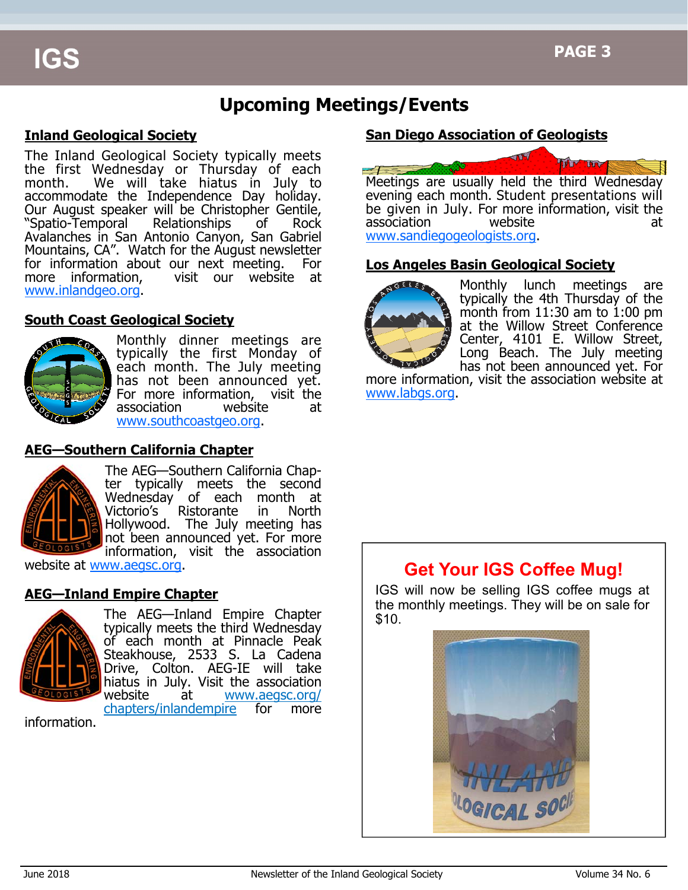# Upcoming Meetings/Events

## Inland Geological Society

The Inland Geological Society typically meets the first Wednesday or Thursday of each month. We will take hiatus in July to accommodate the Independence Day holiday. Our August speaker will be Christopher Gentile, "Spatio-Temporal Relationships of Rock Avalanches in San Antonio Canyon, San Gabriel Mountains, CA". Watch for the August newsletter for information about our next meeting. For more information, visit our website at www.inlandgeo.org.

## South Coast Geological Society

Monthly dinner meetings are typically the first Monday of each month. The July meeting has not been announced yet. For more information, visit the association website at www.southcoastgeo.org.

## AEG—Southern California Chapter

The AEG—Southern California Chapter typically meets the second Wednesday of each month at Victorio's Ristorante in North Hollywood. The July meeting has not been announced yet. For more information, visit the association website at www.aegsc.org.

## AEG—Inland Empire Chapter

The AEG—Inland Empire Chapter typically meets the third Wednesday of each month at Pinnacle Peak Steakhouse, 2533 S. La Cadena Drive, Colton. AEG-IE will take hiatus in July. Visit the association website at www.aegsc.org/chapters/inlandempire for more information.

## San Diego Association of Geologists

Meetings are usually held the third Wednesday evening each month. Student presentations will be given in July. For more information, visit the association website at www.sandiegogeologists.org.

## Los Angeles Basin Geological Society

Monthly lunch meetings are typically the 4th Thursday of the month from 11:30 am to 1:00 pm at the Willow Street Conference Center, 4101 E. Willow Street, Long Beach. The July meeting has not been announced yet. For more information, visit the association website at www.labgs.org.

## Get Your IGS Coffee Mug!

IGS will now be selling IGS coffee mugs at the monthly meetings. They will be on sale for $10.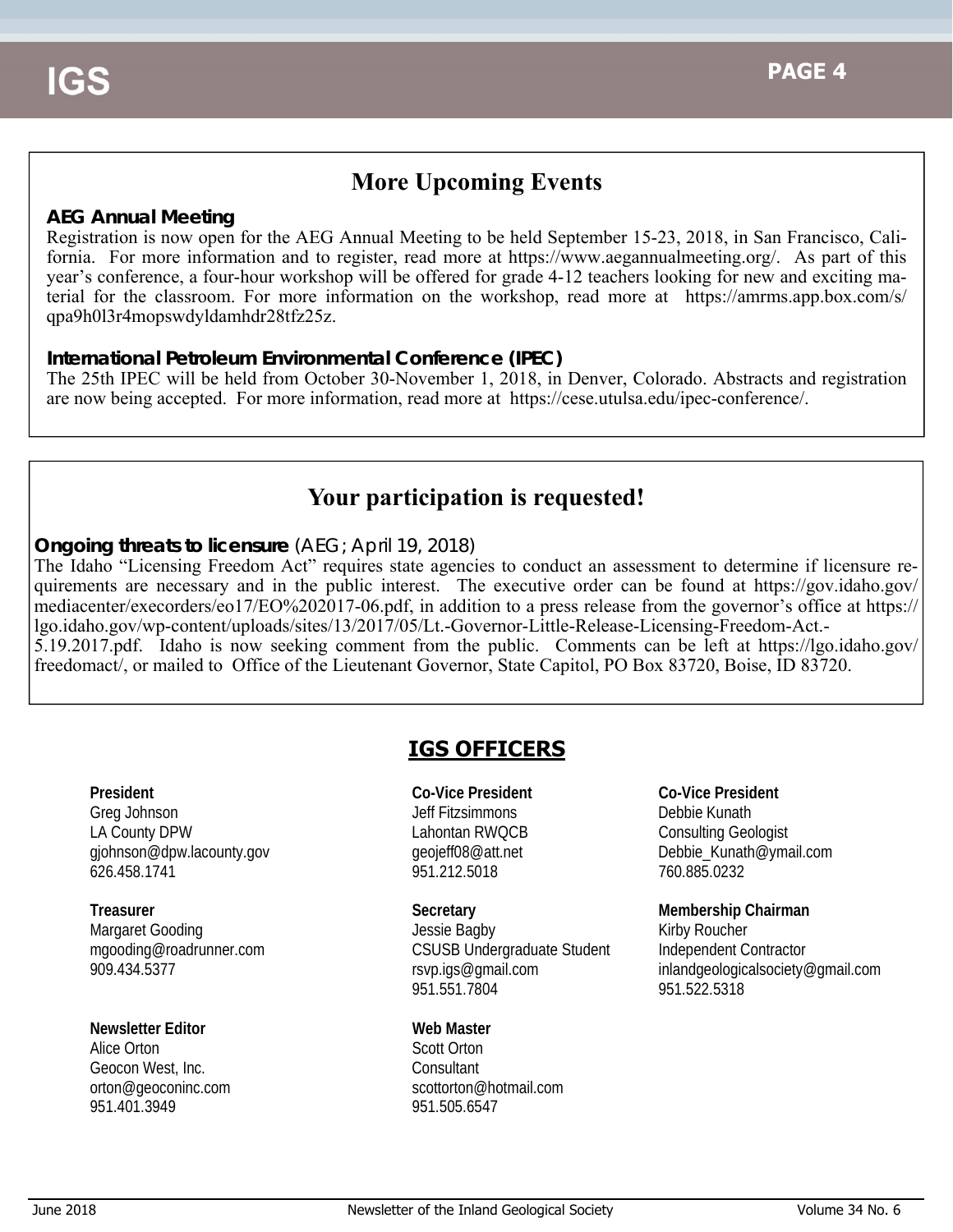## More Upcoming Events

**AEG Annual Meeting**
Registration is now open for the AEG Annual Meeting to be held September 15-23, 2018, in San Francisco, California. For more information and to register, read more at https://www.aegannualmeeting.org/. As part of this year's conference, a four-hour workshop will be offered for grade 4-12 teachers looking for new and exciting material for the classroom. For more information on the workshop, read more at https://amrms.app.box.com/s/qpa9h0l3r4mopswdyldamhdr28tfz25z.

**International Petroleum Environmental Conference (IPEC)**
The 25th IPEC will be held from October 30-November 1, 2018, in Denver, Colorado. Abstracts and registration are now being accepted. For more information, read more at https://cese.utulsa.edu/ipec-conference/.

## Your participation is requested!

**Ongoing threats to licensure** (AEG; April 19, 2018)
The Idaho "Licensing Freedom Act" requires state agencies to conduct an assessment to determine if licensure requirements are necessary and in the public interest. The executive order can be found at https://gov.idaho.gov/mediacenter/execorders/eo17/EO%202017-06.pdf, in addition to a press release from the governor's office at https://lgo.idaho.gov/wp-content/uploads/sites/13/2017/05/Lt.-Governor-Little-Release-Licensing-Freedom-Act.-5.19.2017.pdf. Idaho is now seeking comment from the public. Comments can be left at https://lgo.idaho.gov/freedomact/, or mailed to Office of the Lieutenant Governor, State Capitol, PO Box 83720, Boise, ID 83720.

## IGS OFFICERS

**President**
Greg Johnson
LA County DPW
gjohnson@dpw.lacounty.gov
626.458.1741

**Co-Vice President**
Jeff Fitzsimmons
Lahontan RWQCB
geojeff08@att.net
951.212.5018

**Co-Vice President**
Debbie Kunath
Consulting Geologist
Debbie_Kunath@ymail.com
760.885.0232

**Treasurer**
Margaret Gooding
mgooding@roadrunner.com
909.434.5377

**Secretary**
Jessie Bagby
CSUSB Undergraduate Student
rsvp.igs@gmail.com
951.551.7804

**Membership Chairman**
Kirby Roucher
Independent Contractor
inlandgeologicalsociety@gmail.com
951.522.5318

**Newsletter Editor**
Alice Orton
Geocon West, Inc.
orton@geoconinc.com
951.401.3949

**Web Master**
Scott Orton
Consultant
scottorton@hotmail.com
951.505.6547